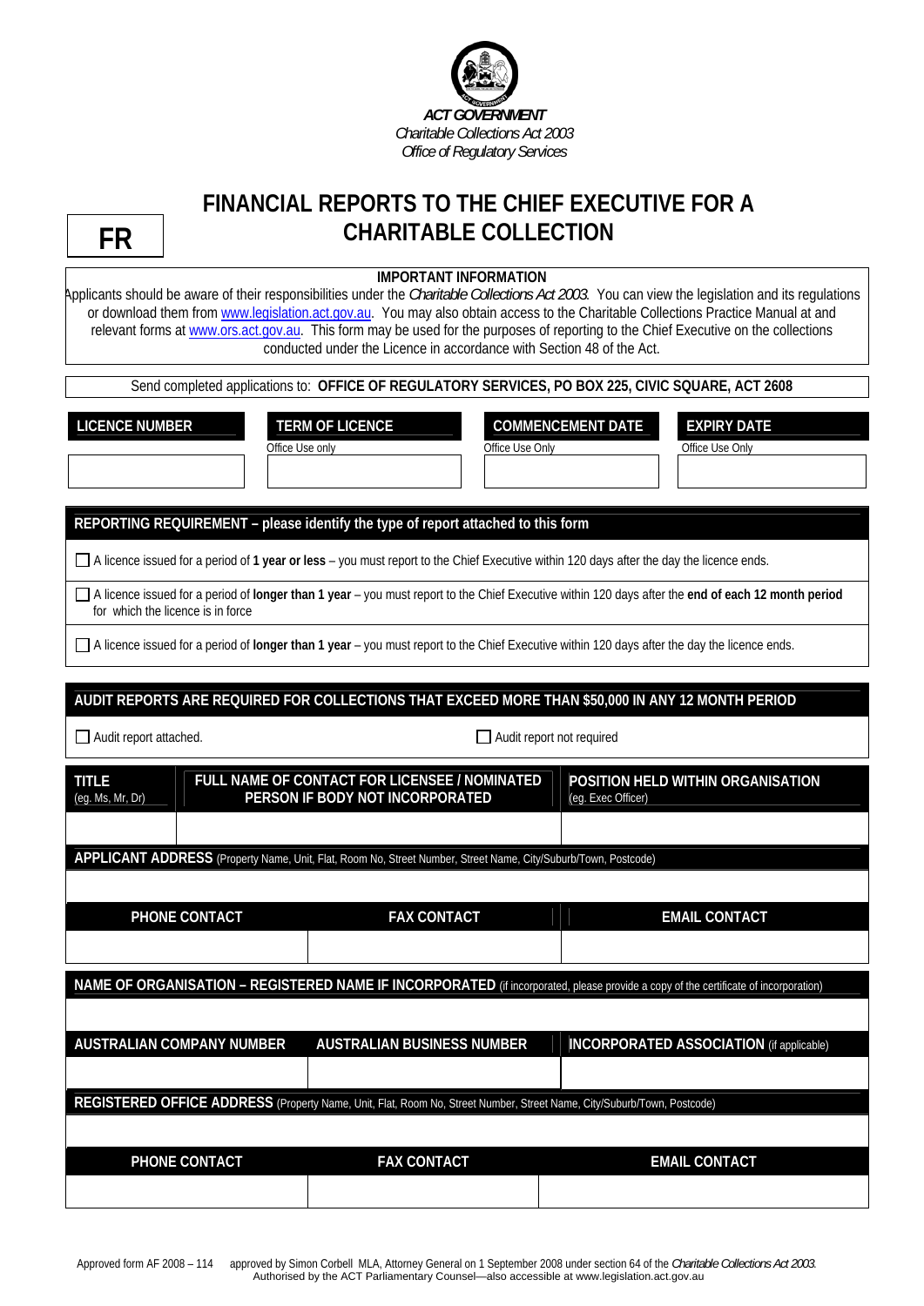**ACT GOVERNMENT**
*Charitable Collections Act 2003*
*Office of Regulatory Services*

**FR**

# FINANCIAL REPORTS TO THE CHIEF EXECUTIVE FOR A CHARITABLE COLLECTION

**IMPORTANT INFORMATION**

Applicants should be aware of their responsibilities under the *Charitable Collections Act 2003*. You can view the legislation and its regulations or download them from www.legislation.act.gov.au. You may also obtain access to the Charitable Collections Practice Manual at and relevant forms at www.ors.act.gov.au. This form may be used for the purposes of reporting to the Chief Executive on the collections conducted under the Licence in accordance with Section 48 of the Act.

Send completed applications to: **OFFICE OF REGULATORY SERVICES, PO BOX 225, CIVIC SQUARE, ACT 2608**

| LICENCE NUMBER | TERM OF LICENCE<br>Office Use only | COMMENCEMENT DATE<br>Office Use Only | EXPIRY DATE<br>Office Use Only |
|---|---|---|---|
| | | | |

**REPORTING REQUIREMENT – please identify the type of report attached to this form**

- ☐ A licence issued for a period of **1 year or less** – you must report to the Chief Executive within 120 days after the day the licence ends.
- ☐ A licence issued for a period of **longer than 1 year** – you must report to the Chief Executive within 120 days after the **end of each 12 month period** for which the licence is in force
- ☐ A licence issued for a period of **longer than 1 year** – you must report to the Chief Executive within 120 days after the day the licence ends.

**AUDIT REPORTS ARE REQUIRED FOR COLLECTIONS THAT EXCEED MORE THAN $50,000 IN ANY 12 MONTH PERIOD**

☐ Audit report attached. ☐ Audit report not required

| TITLE<br>(eg. Ms, Mr, Dr) | FULL NAME OF CONTACT FOR LICENSEE / NOMINATED PERSON IF BODY NOT INCORPORATED | POSITION HELD WITHIN ORGANISATION<br>(eg. Exec Officer) |
|---|---|---|
| | | |

**APPLICANT ADDRESS** (Property Name, Unit, Flat, Room No, Street Number, Street Name, City/Suburb/Town, Postcode)

| PHONE CONTACT | FAX CONTACT | EMAIL CONTACT |
|---|---|---|
| | | |

**NAME OF ORGANISATION – REGISTERED NAME IF INCORPORATED** (if incorporated, please provide a copy of the certificate of incorporation)

| AUSTRALIAN COMPANY NUMBER | AUSTRALIAN BUSINESS NUMBER | INCORPORATED ASSOCIATION (if applicable) |
|---|---|---|
| | | |

**REGISTERED OFFICE ADDRESS** (Property Name, Unit, Flat, Room No, Street Number, Street Name, City/Suburb/Town, Postcode)

| PHONE CONTACT | FAX CONTACT | EMAIL CONTACT |
|---|---|---|
| | | |

Approved form AF 2008 – 114 approved by Simon Corbell MLA, Attorney General on 1 September 2008 under section 64 of the *Charitable Collections Act 2003*.
Authorised by the ACT Parliamentary Counsel—also accessible at www.legislation.act.gov.au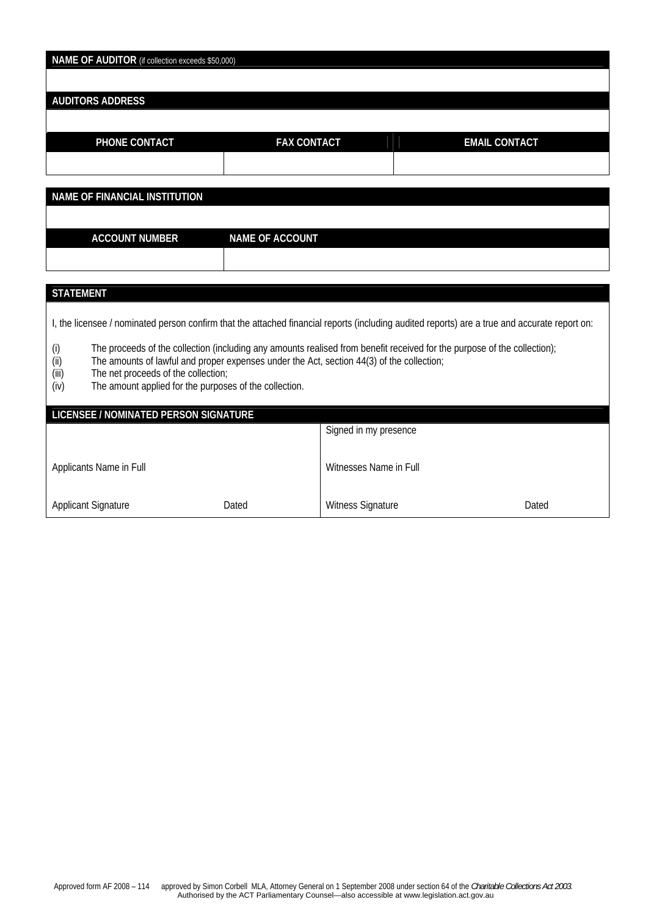| **NAME OF AUDITOR** (if collection exceeds $50,000) | | |
|---|---|---|
| | | |
| **AUDITORS ADDRESS** | | |
| | | |
| **PHONE CONTACT** | **FAX CONTACT** | **EMAIL CONTACT** |
| | | |

| **NAME OF FINANCIAL INSTITUTION** | |
|---|---|
| | |
| **ACCOUNT NUMBER** | **NAME OF ACCOUNT** |
| | |

**STATEMENT**

I, the licensee / nominated person confirm that the attached financial reports (including audited reports) are a true and accurate report on:

(i) The proceeds of the collection (including any amounts realised from benefit received for the purpose of the collection);
(ii) The amounts of lawful and proper expenses under the Act, section 44(3) of the collection;
(iii) The net proceeds of the collection;
(iv) The amount applied for the purposes of the collection.

| **LICENSEE / NOMINATED PERSON SIGNATURE** | | | |
|---|---|---|---|
| | | Signed in my presence | |
| Applicants Name in Full | | Witnesses Name in Full | |
| Applicant Signature | Dated | Witness Signature | Dated |

Approved form AF 2008 – 114 approved by Simon Corbell MLA, Attorney General on 1 September 2008 under section 64 of the *Charitable Collections Act 2003*.
Authorised by the ACT Parliamentary Counsel—also accessible at www.legislation.act.gov.au